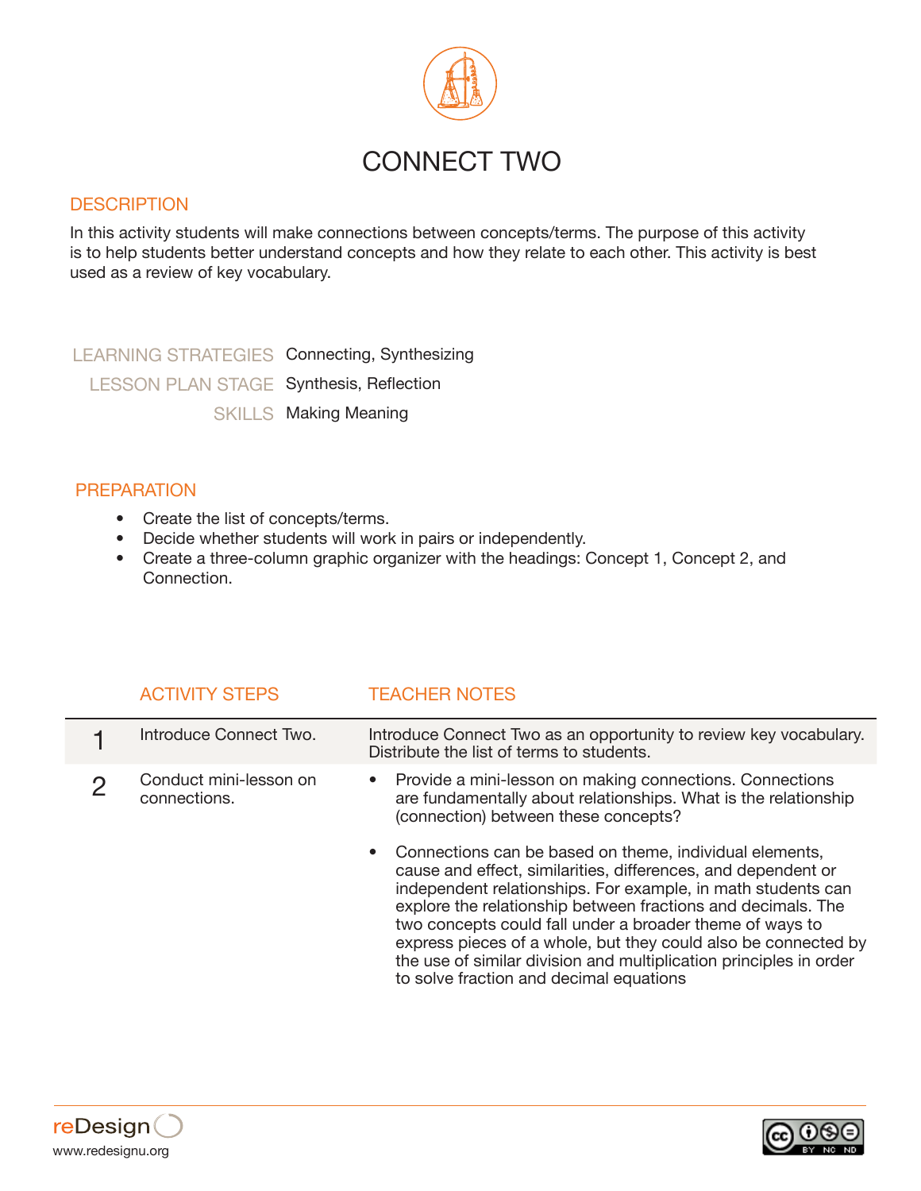# CONNECT TWO

## DESCRIPTION

In this activity students will make connections between concepts/terms. The purpose of this activity is to help students better understand concepts and how they relate to each other. This activity is best used as a review of key vocabulary.

| | |
|---|---|
| LEARNING STRATEGIES | Connecting, Synthesizing |
| LESSON PLAN STAGE | Synthesis, Reflection |
| SKILLS | Making Meaning |

## PREPARATION

- Create the list of concepts/terms.
- Decide whether students will work in pairs or independently.
- Create a three-column graphic organizer with the headings: Concept 1, Concept 2, and Connection.

| | ACTIVITY STEPS | TEACHER NOTES |
|---|---|---|
| 1 | Introduce Connect Two. | Introduce Connect Two as an opportunity to review key vocabulary. Distribute the list of terms to students. |
| 2 | Conduct mini-lesson on connections. | • Provide a mini-lesson on making connections. Connections are fundamentally about relationships. What is the relationship (connection) between these concepts?<br><br>• Connections can be based on theme, individual elements, cause and effect, similarities, differences, and dependent or independent relationships. For example, in math students can explore the relationship between fractions and decimals. The two concepts could fall under a broader theme of ways to express pieces of a whole, but they could also be connected by the use of similar division and multiplication principles in order to solve fraction and decimal equations |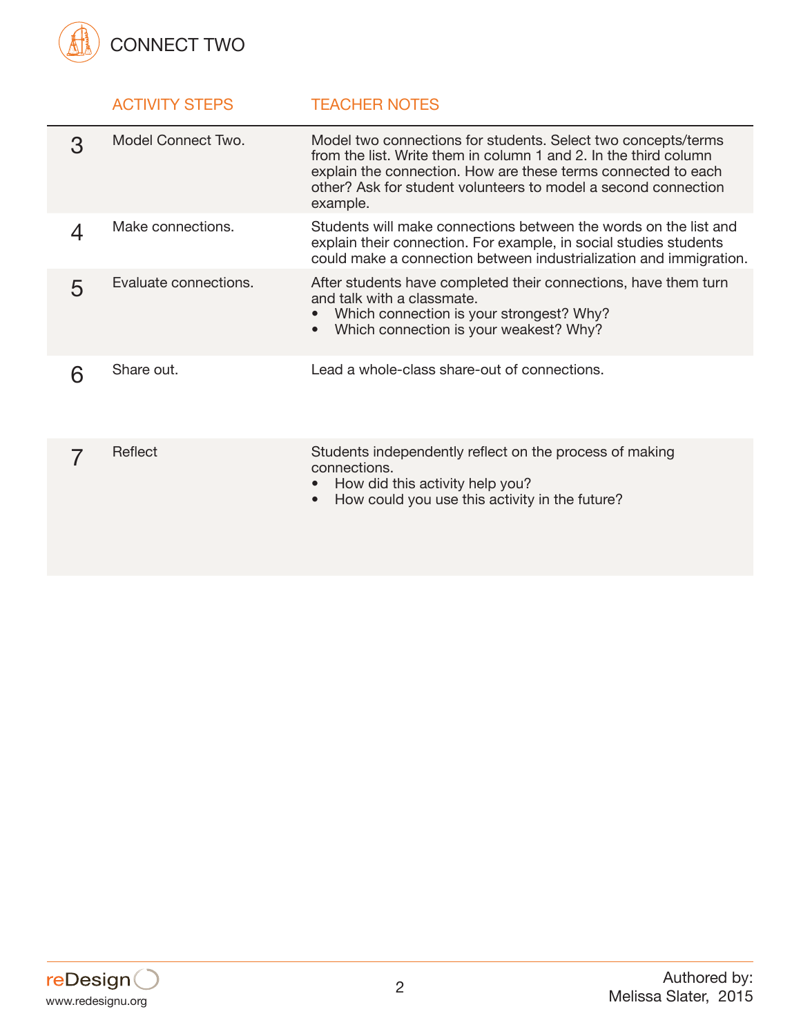# CONNECT TWO

| | ACTIVITY STEPS | TEACHER NOTES |
|---|---|---|
| 3 | Model Connect Two. | Model two connections for students. Select two concepts/terms from the list. Write them in column 1 and 2. In the third column explain the connection. How are these terms connected to each other? Ask for student volunteers to model a second connection example. |
| 4 | Make connections. | Students will make connections between the words on the list and explain their connection. For example, in social studies students could make a connection between industrialization and immigration. |
| 5 | Evaluate connections. | After students have completed their connections, have them turn and talk with a classmate.<br>• Which connection is your strongest? Why?<br>• Which connection is your weakest? Why? |
| 6 | Share out. | Lead a whole-class share-out of connections. |
| 7 | Reflect | Students independently reflect on the process of making connections.<br>• How did this activity help you?<br>• How could you use this activity in the future? |

reDesign
www.redesignu.org

Authored by:
Melissa Slater, 2015